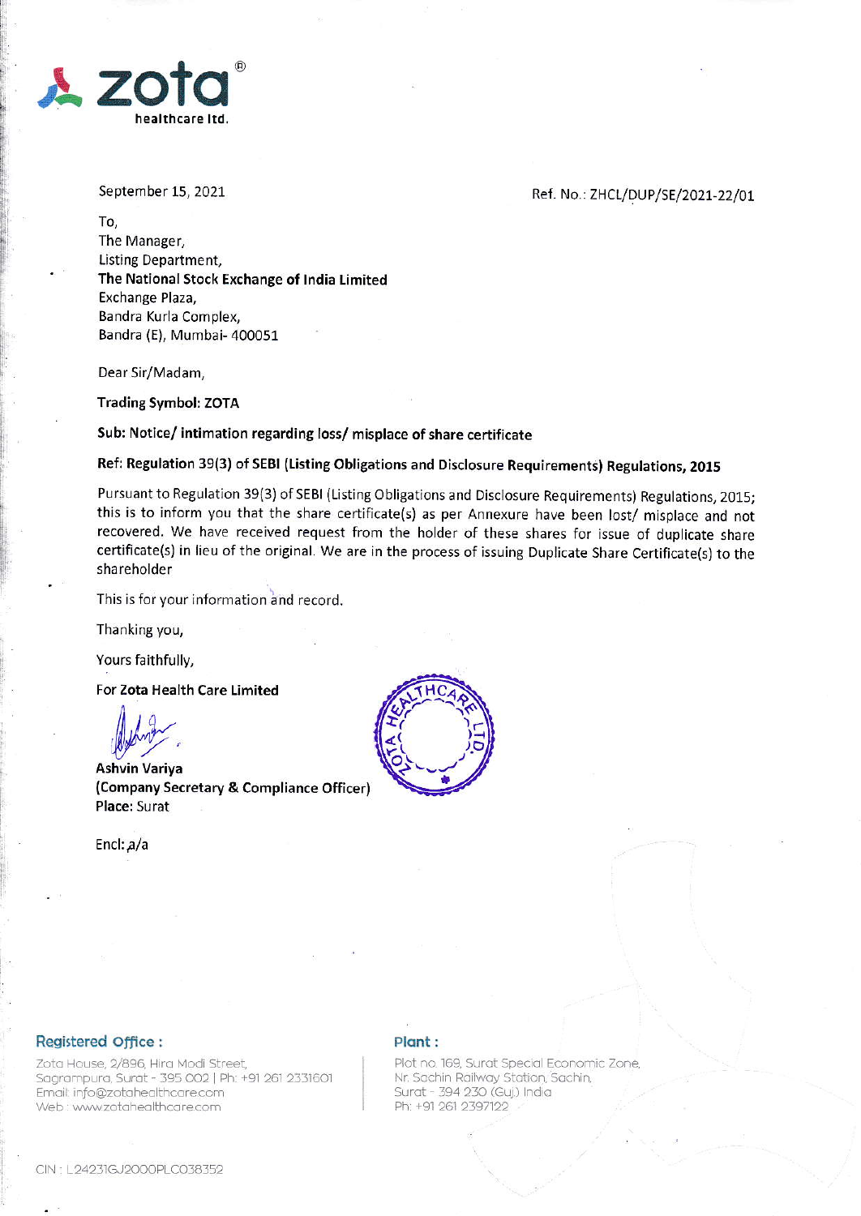zota healthcare ltd.

September 15, 2021

Ref. No.: ZHCL/DUP/SE/2021-22/01

To,
The Manager,
Listing Department,
**The National Stock Exchange of India Limited**
Exchange Plaza,
Bandra Kurla Complex,
Bandra (E), Mumbai- 400051

Dear Sir/Madam,

**Trading Symbol: ZOTA**

**Sub: Notice/ intimation regarding loss/ misplace of share certificate**

**Ref: Regulation 39(3) of SEBI (Listing Obligations and Disclosure Requirements) Regulations, 2015**

Pursuant to Regulation 39(3) of SEBI (Listing Obligations and Disclosure Requirements) Regulations, 2015; this is to inform you that the share certificate(s) as per Annexure have been lost/ misplace and not recovered. We have received request from the holder of these shares for issue of duplicate share certificate(s) in lieu of the original. We are in the process of issuing Duplicate Share Certificate(s) to the shareholder

This is for your information and record.

Thanking you,

Yours faithfully,

**For Zota Health Care Limited**

**Ashvin Variya**
**(Company Secretary & Compliance Officer)**
**Place:** Surat

Encl: a/a

**Registered Office :**
Zota House, 2/896, Hira Modi Street,
Sagrampura, Surat - 395 002 | Ph: +91 261 2331601
Email: info@zotahealthcare.com
Web : www.zotahealthcare.com

**Plant :**
Plot no. 169, Surat Special Economic Zone,
Nr. Sachin Railway Station, Sachin,
Surat - 394 230 (Guj.) India
Ph: +91 261 2397122

CIN : L24231GJ2000PLC038352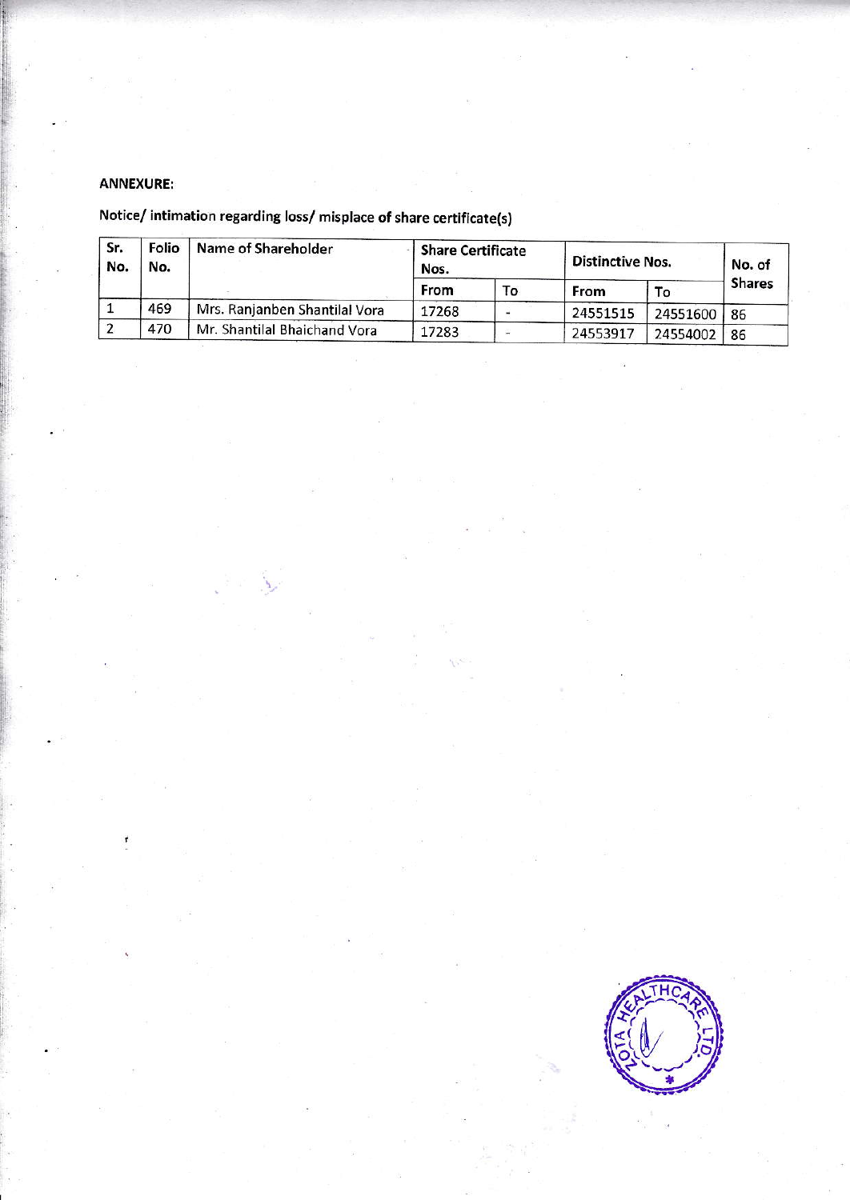**ANNEXURE:**

Notice/ intimation regarding loss/ misplace of share certificate(s)

| Sr. No. | Folio No. | Name of Shareholder | Share Certificate Nos. | | Distinctive Nos. | | No. of Shares |
|---|---|---|---|---|---|---|---|
| | | | From | To | From | To | |
| 1 | 469 | Mrs. Ranjanben Shantilal Vora | 17268 | - | 24551515 | 24551600 | 86 |
| 2 | 470 | Mr. Shantilal Bhaichand Vora | 17283 | - | 24553917 | 24554002 | 86 |